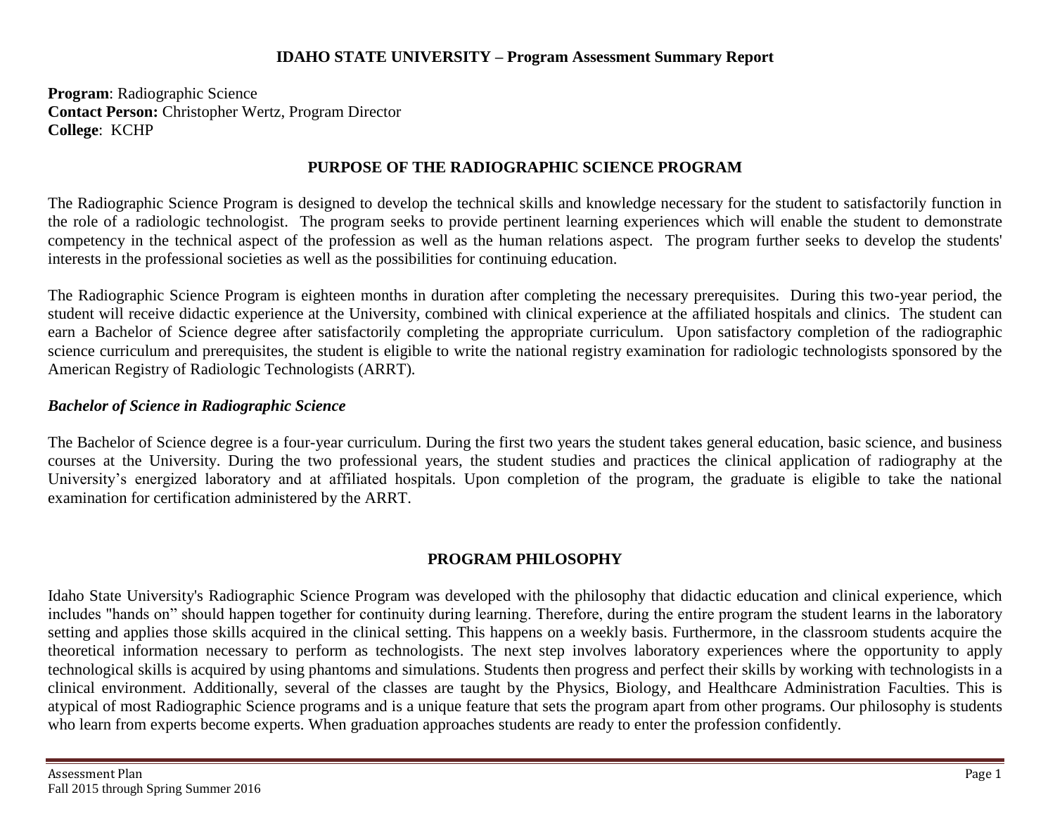**IDAHO STATE UNIVERSITY – Program Assessment Summary Report**

**Program**: Radiographic Science
**Contact Person:** Christopher Wertz, Program Director
**College**: KCHP

## PURPOSE OF THE RADIOGRAPHIC SCIENCE PROGRAM

The Radiographic Science Program is designed to develop the technical skills and knowledge necessary for the student to satisfactorily function in the role of a radiologic technologist. The program seeks to provide pertinent learning experiences which will enable the student to demonstrate competency in the technical aspect of the profession as well as the human relations aspect. The program further seeks to develop the students' interests in the professional societies as well as the possibilities for continuing education.

The Radiographic Science Program is eighteen months in duration after completing the necessary prerequisites. During this two-year period, the student will receive didactic experience at the University, combined with clinical experience at the affiliated hospitals and clinics. The student can earn a Bachelor of Science degree after satisfactorily completing the appropriate curriculum. Upon satisfactory completion of the radiographic science curriculum and prerequisites, the student is eligible to write the national registry examination for radiologic technologists sponsored by the American Registry of Radiologic Technologists (ARRT).

### *Bachelor of Science in Radiographic Science*

The Bachelor of Science degree is a four-year curriculum. During the first two years the student takes general education, basic science, and business courses at the University. During the two professional years, the student studies and practices the clinical application of radiography at the University's energized laboratory and at affiliated hospitals. Upon completion of the program, the graduate is eligible to take the national examination for certification administered by the ARRT.

## PROGRAM PHILOSOPHY

Idaho State University's Radiographic Science Program was developed with the philosophy that didactic education and clinical experience, which includes "hands on" should happen together for continuity during learning. Therefore, during the entire program the student learns in the laboratory setting and applies those skills acquired in the clinical setting. This happens on a weekly basis. Furthermore, in the classroom students acquire the theoretical information necessary to perform as technologists. The next step involves laboratory experiences where the opportunity to apply technological skills is acquired by using phantoms and simulations. Students then progress and perfect their skills by working with technologists in a clinical environment. Additionally, several of the classes are taught by the Physics, Biology, and Healthcare Administration Faculties. This is atypical of most Radiographic Science programs and is a unique feature that sets the program apart from other programs. Our philosophy is students who learn from experts become experts. When graduation approaches students are ready to enter the profession confidently.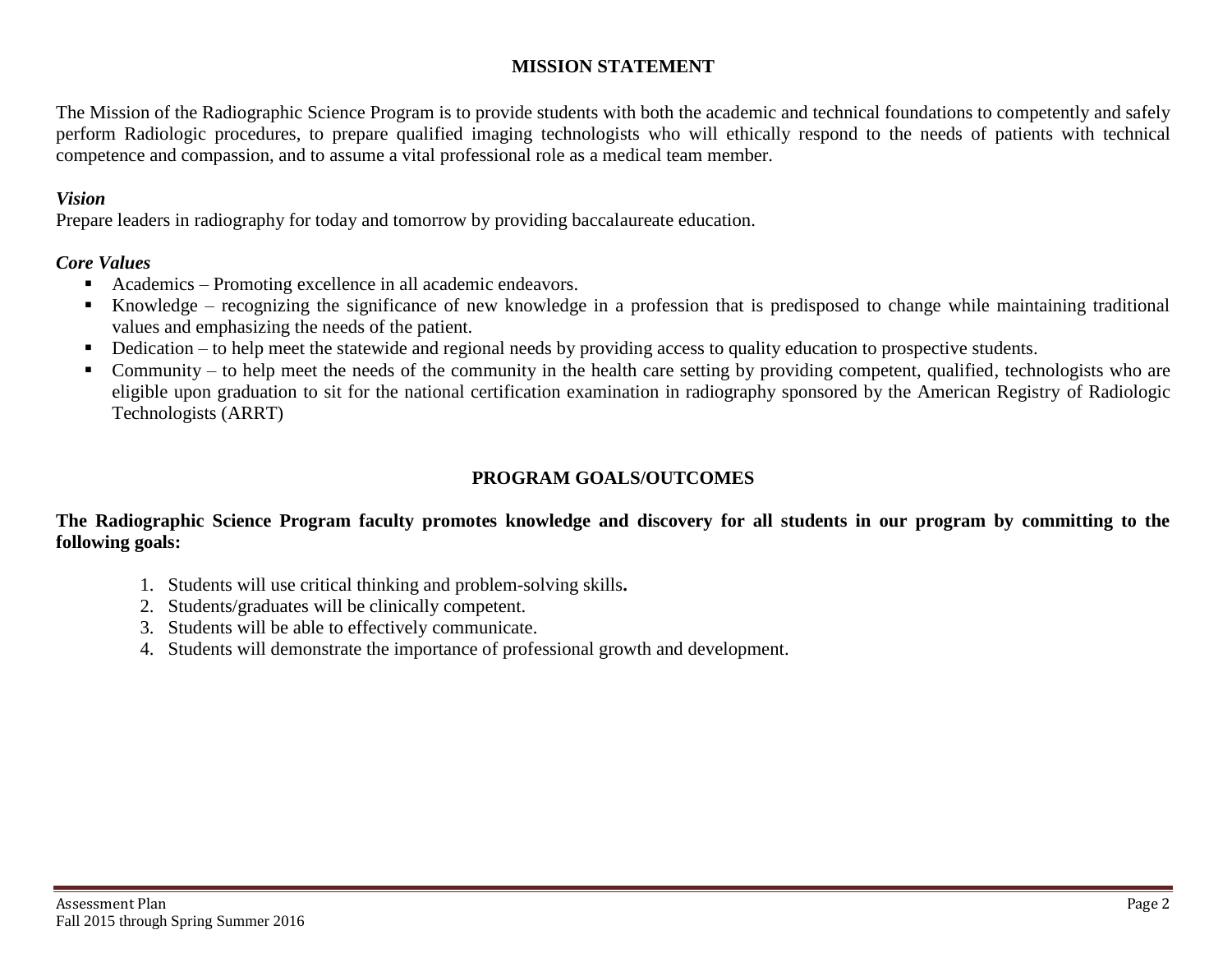## MISSION STATEMENT

The Mission of the Radiographic Science Program is to provide students with both the academic and technical foundations to competently and safely perform Radiologic procedures, to prepare qualified imaging technologists who will ethically respond to the needs of patients with technical competence and compassion, and to assume a vital professional role as a medical team member.

### *Vision*

Prepare leaders in radiography for today and tomorrow by providing baccalaureate education.

### *Core Values*

- Academics – Promoting excellence in all academic endeavors.
- Knowledge – recognizing the significance of new knowledge in a profession that is predisposed to change while maintaining traditional values and emphasizing the needs of the patient.
- Dedication – to help meet the statewide and regional needs by providing access to quality education to prospective students.
- Community – to help meet the needs of the community in the health care setting by providing competent, qualified, technologists who are eligible upon graduation to sit for the national certification examination in radiography sponsored by the American Registry of Radiologic Technologists (ARRT)

## PROGRAM GOALS/OUTCOMES

**The Radiographic Science Program faculty promotes knowledge and discovery for all students in our program by committing to the following goals:**

1. Students will use critical thinking and problem-solving skills**.**
2. Students/graduates will be clinically competent.
3. Students will be able to effectively communicate.
4. Students will demonstrate the importance of professional growth and development.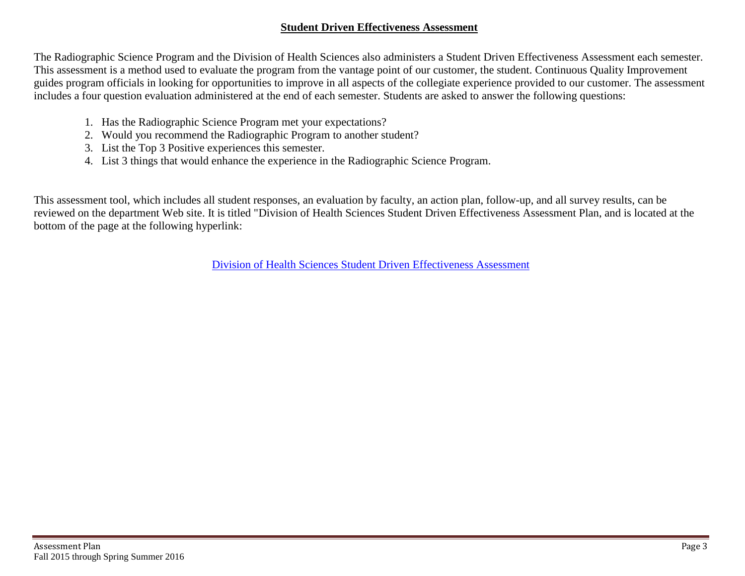## Student Driven Effectiveness Assessment

The Radiographic Science Program and the Division of Health Sciences also administers a Student Driven Effectiveness Assessment each semester. This assessment is a method used to evaluate the program from the vantage point of our customer, the student. Continuous Quality Improvement guides program officials in looking for opportunities to improve in all aspects of the collegiate experience provided to our customer. The assessment includes a four question evaluation administered at the end of each semester. Students are asked to answer the following questions:

1. Has the Radiographic Science Program met your expectations?
2. Would you recommend the Radiographic Program to another student?
3. List the Top 3 Positive experiences this semester.
4. List 3 things that would enhance the experience in the Radiographic Science Program.

This assessment tool, which includes all student responses, an evaluation by faculty, an action plan, follow-up, and all survey results, can be reviewed on the department Web site. It is titled "Division of Health Sciences Student Driven Effectiveness Assessment Plan, and is located at the bottom of the page at the following hyperlink:

Division of Health Sciences Student Driven Effectiveness Assessment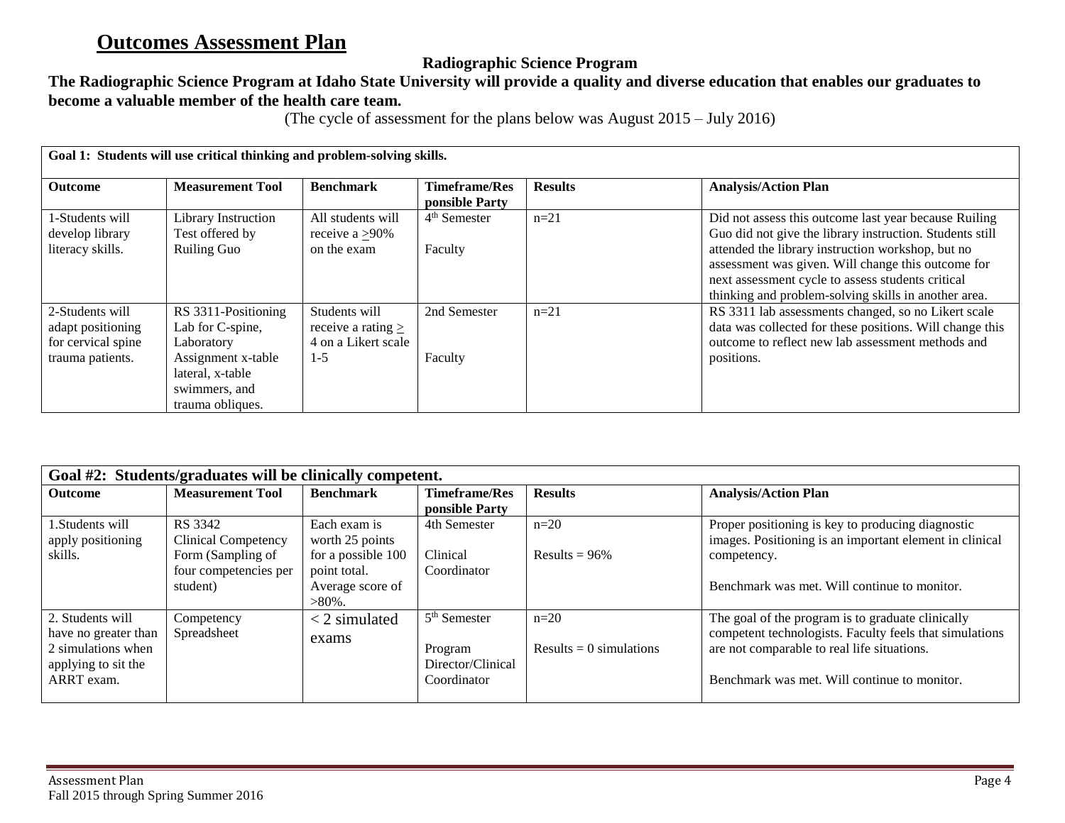# Outcomes Assessment Plan

**Radiographic Science Program**

**The Radiographic Science Program at Idaho State University will provide a quality and diverse education that enables our graduates to become a valuable member of the health care team.**

(The cycle of assessment for the plans below was August 2015 – July 2016)

| **Goal 1: Students will use critical thinking and problem-solving skills.** | | | | | |
|---|---|---|---|---|---|
| **Outcome** | **Measurement Tool** | **Benchmark** | **Timeframe/Responsible Party** | **Results** | **Analysis/Action Plan** |
| 1-Students will develop library literacy skills. | Library Instruction Test offered by Ruiling Guo | All students will receive a ≥90% on the exam | 4th Semester<br><br>Faculty | n=21 | Did not assess this outcome last year because Ruiling Guo did not give the library instruction. Students still attended the library instruction workshop, but no assessment was given. Will change this outcome for next assessment cycle to assess students critical thinking and problem-solving skills in another area. |
| 2-Students will adapt positioning for cervical spine trauma patients. | RS 3311-Positioning Lab for C-spine, Laboratory Assignment x-table lateral, x-table swimmers, and trauma obliques. | Students will receive a rating ≥ 4 on a Likert scale 1-5 | 2nd Semester<br><br>Faculty | n=21 | RS 3311 lab assessments changed, so no Likert scale data was collected for these positions. Will change this outcome to reflect new lab assessment methods and positions. |

| **Goal #2: Students/graduates will be clinically competent.** | | | | | |
|---|---|---|---|---|---|
| **Outcome** | **Measurement Tool** | **Benchmark** | **Timeframe/Responsible Party** | **Results** | **Analysis/Action Plan** |
| 1.Students will apply positioning skills. | RS 3342 Clinical Competency Form (Sampling of four competencies per student) | Each exam is worth 25 points for a possible 100 point total. Average score of >80%. | 4th Semester<br><br>Clinical Coordinator | n=20<br><br>Results = 96% | Proper positioning is key to producing diagnostic images. Positioning is an important element in clinical competency.<br><br>Benchmark was met. Will continue to monitor. |
| 2. Students will have no greater than 2 simulations when applying to sit the ARRT exam. | Competency Spreadsheet | < 2 simulated exams | 5th Semester<br><br>Program Director/Clinical Coordinator | n=20<br><br>Results = 0 simulations | The goal of the program is to graduate clinically competent technologists. Faculty feels that simulations are not comparable to real life situations.<br><br>Benchmark was met. Will continue to monitor. |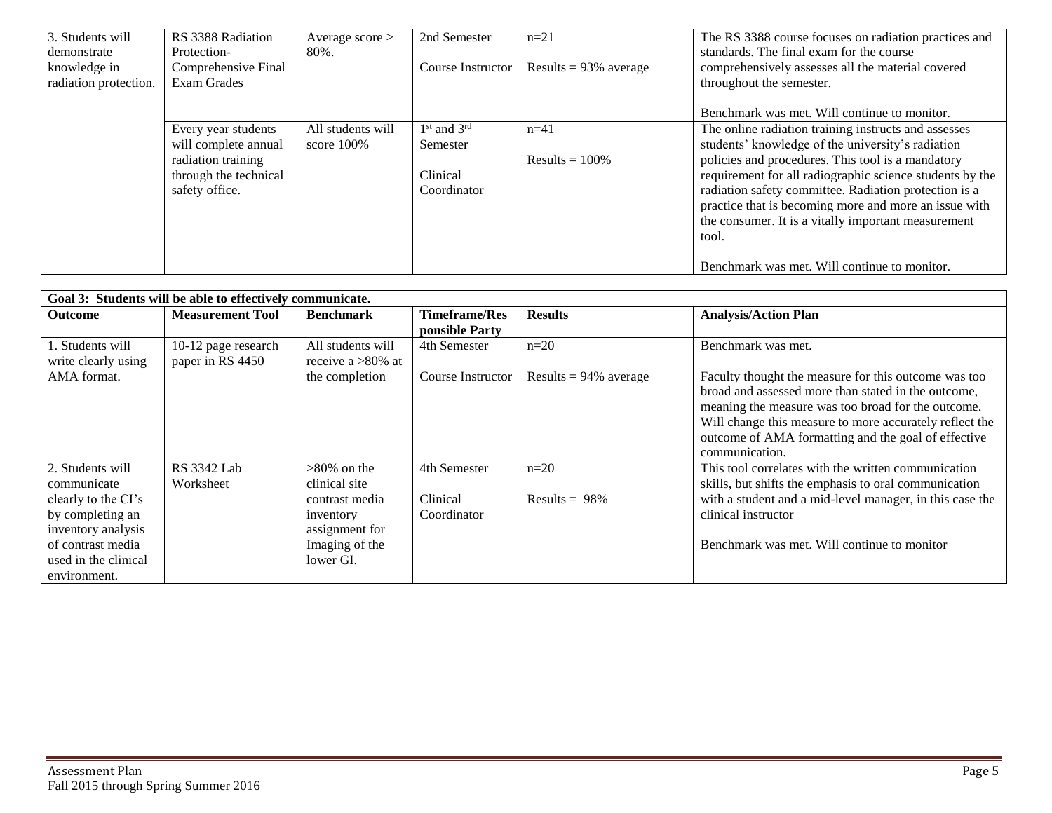| 3. Students will demonstrate knowledge in radiation protection. | RS 3388 Radiation Protection- Comprehensive Final Exam Grades | Average score > 80%. | 2nd Semester<br><br>Course Instructor | n=21<br><br>Results = 93% average | The RS 3388 course focuses on radiation practices and standards. The final exam for the course comprehensively assesses all the material covered throughout the semester.<br><br>Benchmark was met. Will continue to monitor. |
|---|---|---|---|---|---|
| | Every year students will complete annual radiation training through the technical safety office. | All students will score 100% | 1st and 3rd Semester<br><br>Clinical Coordinator | n=41<br><br>Results = 100% | The online radiation training instructs and assesses students' knowledge of the university's radiation policies and procedures. This tool is a mandatory requirement for all radiographic science students by the radiation safety committee. Radiation protection is a practice that is becoming more and more an issue with the consumer. It is a vitally important measurement tool.<br><br>Benchmark was met. Will continue to monitor. |

| **Goal 3: Students will be able to effectively communicate.** | | | | | |
|---|---|---|---|---|---|
| **Outcome** | **Measurement Tool** | **Benchmark** | **Timeframe/Responsible Party** | **Results** | **Analysis/Action Plan** |
| 1. Students will write clearly using AMA format. | 10-12 page research paper in RS 4450 | All students will receive a >80% at the completion | 4th Semester<br><br>Course Instructor | n=20<br><br>Results = 94% average | Benchmark was met.<br><br>Faculty thought the measure for this outcome was too broad and assessed more than stated in the outcome, meaning the measure was too broad for the outcome. Will change this measure to more accurately reflect the outcome of AMA formatting and the goal of effective communication. |
| 2. Students will communicate clearly to the CI's by completing an inventory analysis of contrast media used in the clinical environment. | RS 3342 Lab Worksheet | >80% on the clinical site contrast media inventory assignment for Imaging of the lower GI. | 4th Semester<br><br>Clinical Coordinator | n=20<br><br>Results = 98% | This tool correlates with the written communication skills, but shifts the emphasis to oral communication with a student and a mid-level manager, in this case the clinical instructor<br><br>Benchmark was met. Will continue to monitor |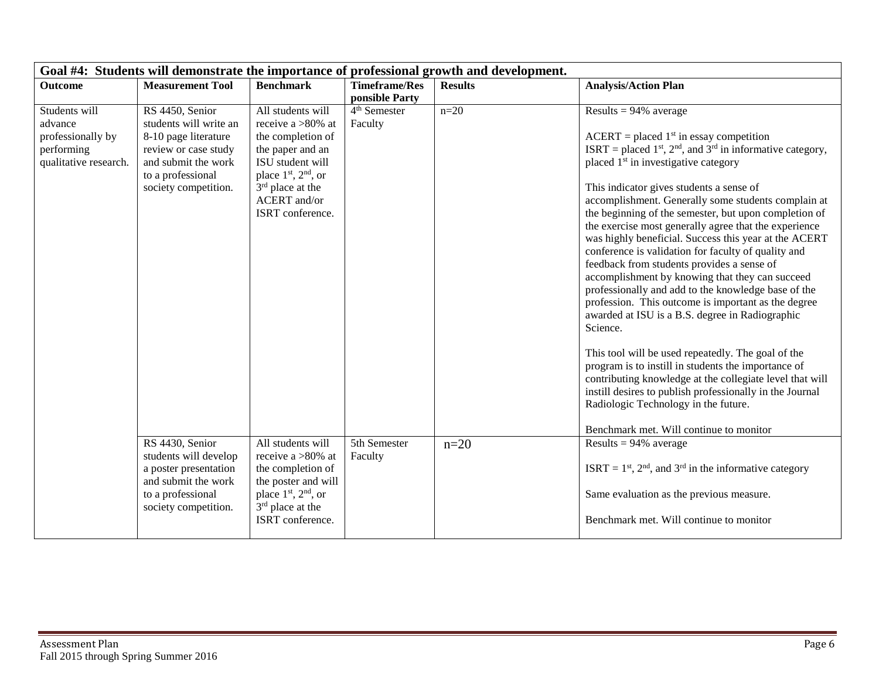| Goal #4: Students will demonstrate the importance of professional growth and development. | | | | | |
|---|---|---|---|---|---|
| **Outcome** | **Measurement Tool** | **Benchmark** | **Timeframe/Responsible Party** | **Results** | **Analysis/Action Plan** |
| Students will advance professionally by performing qualitative research. | RS 4450, Senior students will write an 8-10 page literature review or case study and submit the work to a professional society competition. | All students will receive a >80% at the completion of the paper and an ISU student will place 1st, 2nd, or 3rd place at the ACERT and/or ISRT conference. | 4th Semester Faculty | n=20 | Results = 94% average<br><br>ACERT = placed 1st in essay competition<br>ISRT = placed 1st, 2nd, and 3rd in informative category, placed 1st in investigative category<br><br>This indicator gives students a sense of accomplishment. Generally some students complain at the beginning of the semester, but upon completion of the exercise most generally agree that the experience was highly beneficial. Success this year at the ACERT conference is validation for faculty of quality and feedback from students provides a sense of accomplishment by knowing that they can succeed professionally and add to the knowledge base of the profession. This outcome is important as the degree awarded at ISU is a B.S. degree in Radiographic Science.<br><br>This tool will be used repeatedly. The goal of the program is to instill in students the importance of contributing knowledge at the collegiate level that will instill desires to publish professionally in the Journal Radiologic Technology in the future.<br><br>Benchmark met. Will continue to monitor |
| | RS 4430, Senior students will develop a poster presentation and submit the work to a professional society competition. | All students will receive a >80% at the completion of the poster and will place 1st, 2nd, or 3rd place at the ISRT conference. | 5th Semester Faculty | n=20 | Results = 94% average<br><br>ISRT = 1st, 2nd, and 3rd in the informative category<br><br>Same evaluation as the previous measure.<br><br>Benchmark met. Will continue to monitor |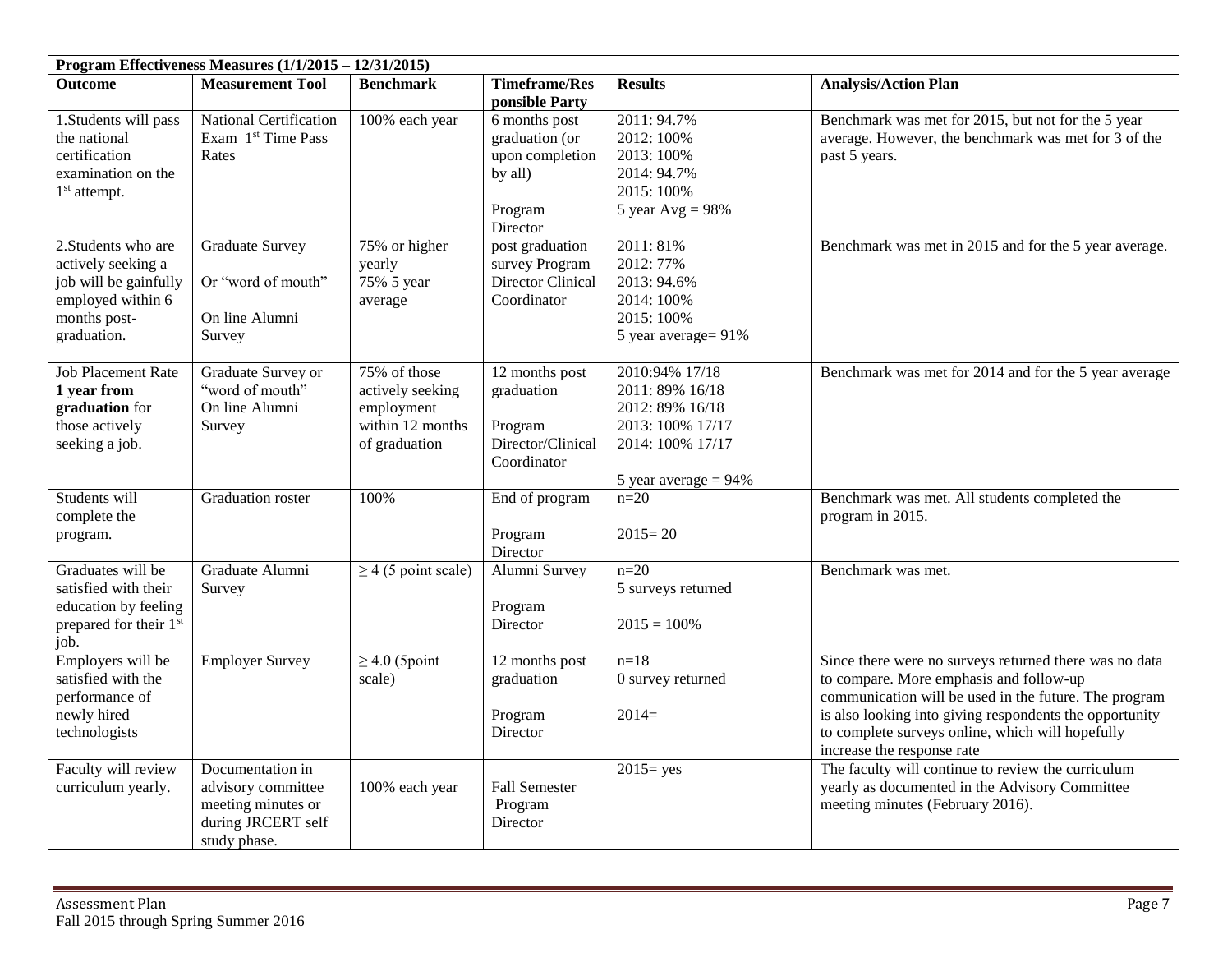| Program Effectiveness Measures (1/1/2015 – 12/31/2015) | | | | | |
|---|---|---|---|---|---|
| **Outcome** | **Measurement Tool** | **Benchmark** | **Timeframe/Responsible Party** | **Results** | **Analysis/Action Plan** |
| 1.Students will pass the national certification examination on the 1st attempt. | National Certification Exam 1st Time Pass Rates | 100% each year | 6 months post graduation (or upon completion by all) Program Director | 2011: 94.7% 2012: 100% 2013: 100% 2014: 94.7% 2015: 100% 5 year Avg = 98% | Benchmark was met for 2015, but not for the 5 year average. However, the benchmark was met for 3 of the past 5 years. |
| 2.Students who are actively seeking a job will be gainfully employed within 6 months post-graduation. | Graduate Survey Or "word of mouth" On line Alumni Survey | 75% or higher yearly 75% 5 year average | post graduation survey Program Director Clinical Coordinator | 2011: 81% 2012: 77% 2013: 94.6% 2014: 100% 2015: 100% 5 year average= 91% | Benchmark was met in 2015 and for the 5 year average. |
| Job Placement Rate **1 year from graduation** for those actively seeking a job. | Graduate Survey or "word of mouth" On line Alumni Survey | 75% of those actively seeking employment within 12 months of graduation | 12 months post graduation Program Director/Clinical Coordinator | 2010:94% 17/18 2011: 89% 16/18 2012: 89% 16/18 2013: 100% 17/17 2014: 100% 17/17 5 year average = 94% | Benchmark was met for 2014 and for the 5 year average |
| Students will complete the program. | Graduation roster | 100% | End of program Program Director | n=20 2015= 20 | Benchmark was met. All students completed the program in 2015. |
| Graduates will be satisfied with their education by feeling prepared for their 1st job. | Graduate Alumni Survey | ≥ 4 (5 point scale) | Alumni Survey Program Director | n=20 5 surveys returned 2015 = 100% | Benchmark was met. |
| Employers will be satisfied with the performance of newly hired technologists | Employer Survey | ≥ 4.0 (5point scale) | 12 months post graduation Program Director | n=18 0 survey returned 2014= | Since there were no surveys returned there was no data to compare. More emphasis and follow-up communication will be used in the future. The program is also looking into giving respondents the opportunity to complete surveys online, which will hopefully increase the response rate |
| Faculty will review curriculum yearly. | Documentation in advisory committee meeting minutes or during JRCERT self study phase. | 100% each year | Fall Semester Program Director | 2015= yes | The faculty will continue to review the curriculum yearly as documented in the Advisory Committee meeting minutes (February 2016). |

Assessment Plan
Fall 2015 through Spring Summer 2016